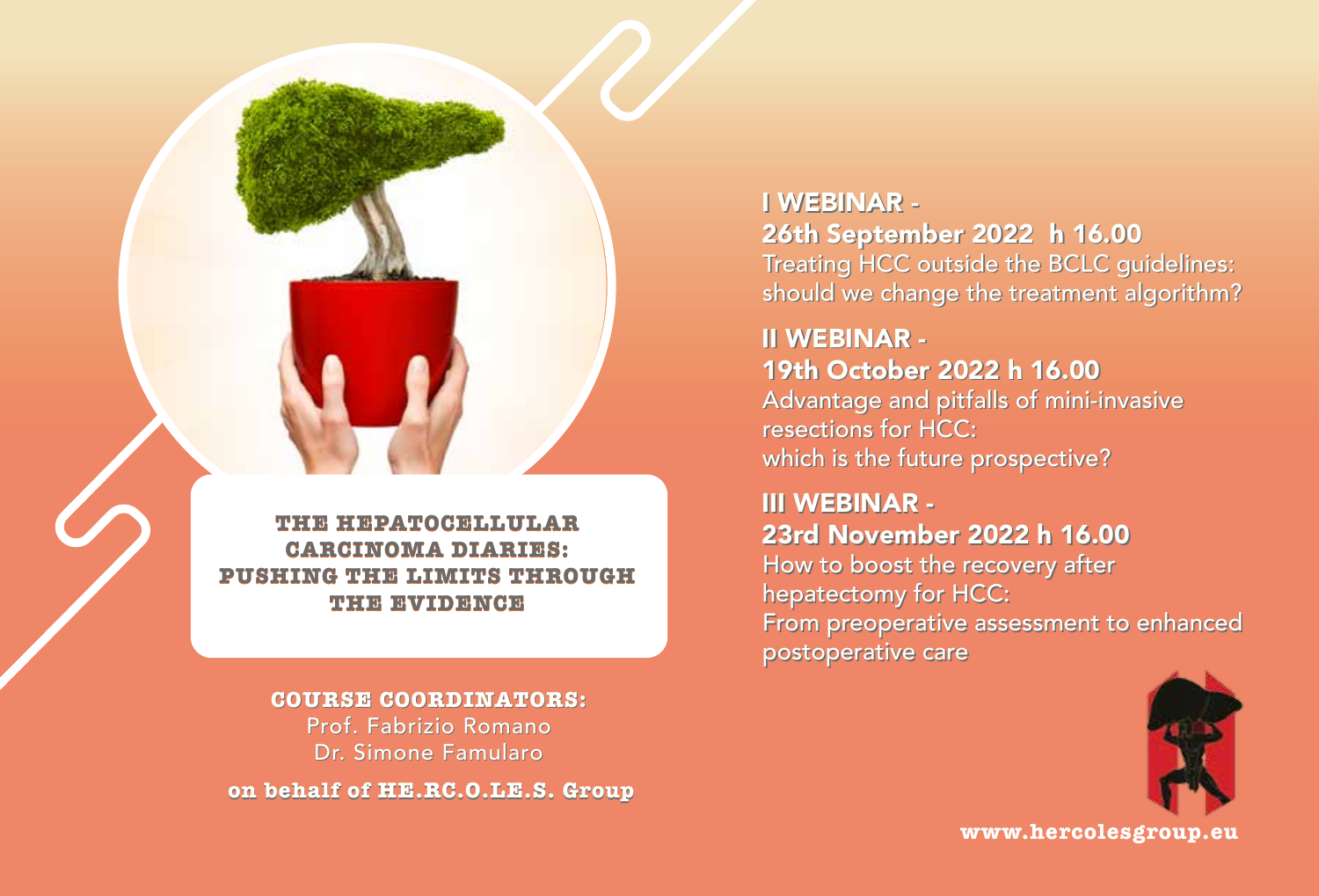# THE HEPATOCELLULAR CARCINOMA DIARIES: PUSHING THE LIMITS THROUGH THE EVIDENCE

**COURSE COORDINATORS:**

Prof. Fabrizio Romano

Dr. Simone Famularo

**on behalf of HE.RC.O.LE.S. Group**

## I WEBINAR - 26th September 2022 h 16.00

Treating HCC outside the BCLC guidelines: should we change the treatment algorithm?

## II WEBINAR - 19th October 2022 h 16.00

Advantage and pitfalls of mini-invasive resections for HCC: which is the future prospective?

## III WEBINAR - 23rd November 2022 h 16.00

How to boost the recovery after hepatectomy for HCC: From preoperative assessment to enhanced postoperative care

**www.hercolesgroup.eu**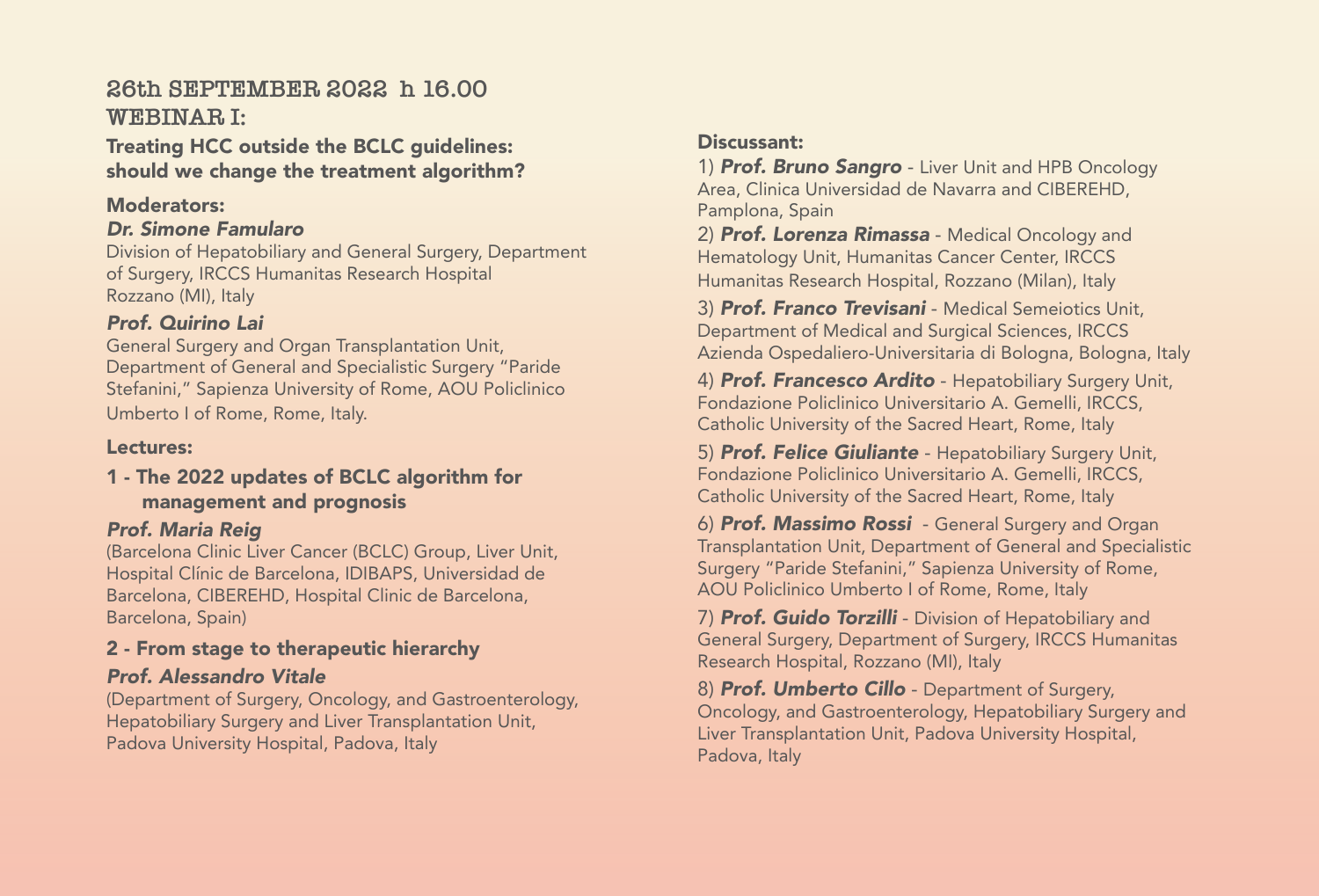## 26th SEPTEMBER 2022 h 16.00
## WEBINAR I:

### Treating HCC outside the BCLC guidelines: should we change the treatment algorithm?

### Moderators:

***Dr. Simone Famularo***
Division of Hepatobiliary and General Surgery, Department of Surgery, IRCCS Humanitas Research Hospital
Rozzano (MI), Italy

***Prof. Quirino Lai***
General Surgery and Organ Transplantation Unit, Department of General and Specialistic Surgery "Paride Stefanini," Sapienza University of Rome, AOU Policlinico Umberto I of Rome, Rome, Italy.

### Lectures:

**1 - The 2022 updates of BCLC algorithm for management and prognosis**

***Prof. Maria Reig***
(Barcelona Clinic Liver Cancer (BCLC) Group, Liver Unit, Hospital Clínic de Barcelona, IDIBAPS, Universidad de Barcelona, CIBEREHD, Hospital Clinic de Barcelona, Barcelona, Spain)

**2 - From stage to therapeutic hierarchy**

***Prof. Alessandro Vitale***
(Department of Surgery, Oncology, and Gastroenterology, Hepatobiliary Surgery and Liver Transplantation Unit, Padova University Hospital, Padova, Italy

### Discussant:

1) ***Prof. Bruno Sangro*** - Liver Unit and HPB Oncology Area, Clinica Universidad de Navarra and CIBEREHD, Pamplona, Spain

2) ***Prof. Lorenza Rimassa*** - Medical Oncology and Hematology Unit, Humanitas Cancer Center, IRCCS Humanitas Research Hospital, Rozzano (Milan), Italy

3) ***Prof. Franco Trevisani*** - Medical Semeiotics Unit, Department of Medical and Surgical Sciences, IRCCS Azienda Ospedaliero-Universitaria di Bologna, Bologna, Italy

4) ***Prof. Francesco Ardito*** - Hepatobiliary Surgery Unit, Fondazione Policlinico Universitario A. Gemelli, IRCCS, Catholic University of the Sacred Heart, Rome, Italy

5) ***Prof. Felice Giuliante*** - Hepatobiliary Surgery Unit, Fondazione Policlinico Universitario A. Gemelli, IRCCS, Catholic University of the Sacred Heart, Rome, Italy

6) ***Prof. Massimo Rossi*** - General Surgery and Organ Transplantation Unit, Department of General and Specialistic Surgery "Paride Stefanini," Sapienza University of Rome, AOU Policlinico Umberto I of Rome, Rome, Italy

7) ***Prof. Guido Torzilli*** - Division of Hepatobiliary and General Surgery, Department of Surgery, IRCCS Humanitas Research Hospital, Rozzano (MI), Italy

8) ***Prof. Umberto Cillo*** - Department of Surgery, Oncology, and Gastroenterology, Hepatobiliary Surgery and Liver Transplantation Unit, Padova University Hospital, Padova, Italy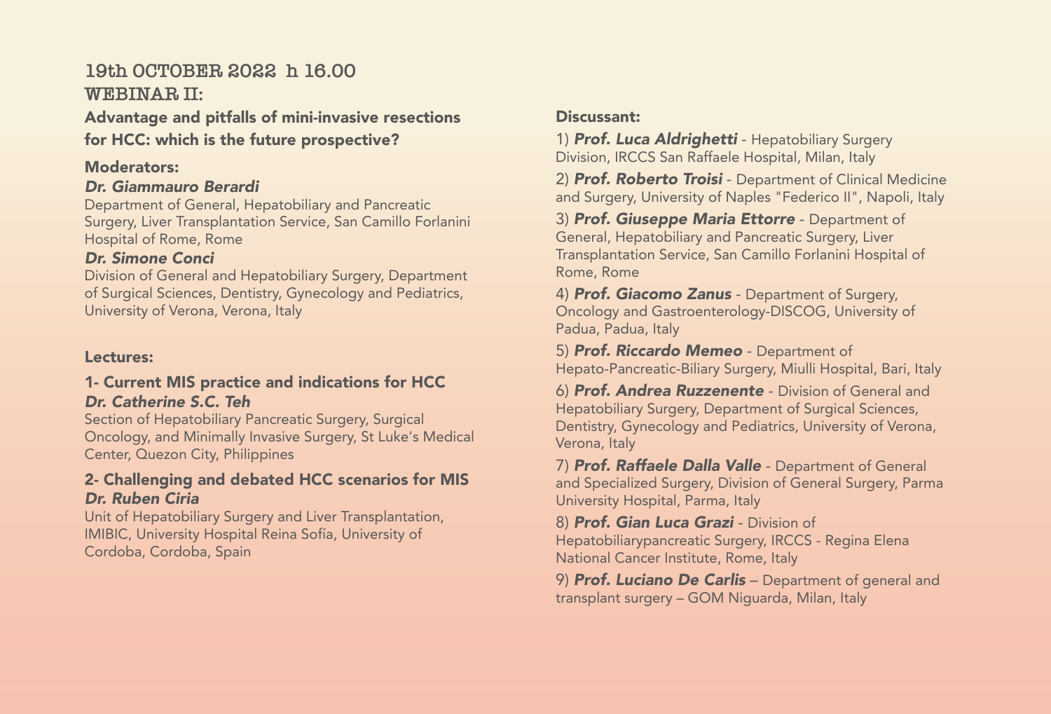## 19th OCTOBER 2022 h 16.00

## WEBINAR II:

### Advantage and pitfalls of mini-invasive resections for HCC: which is the future prospective?

**Moderators:**

***Dr. Giammauro Berardi***
Department of General, Hepatobiliary and Pancreatic Surgery, Liver Transplantation Service, San Camillo Forlanini Hospital of Rome, Rome

***Dr. Simone Conci***
Division of General and Hepatobiliary Surgery, Department of Surgical Sciences, Dentistry, Gynecology and Pediatrics, University of Verona, Verona, Italy

**Lectures:**

**1- Current MIS practice and indications for HCC**
***Dr. Catherine S.C. Teh***
Section of Hepatobiliary Pancreatic Surgery, Surgical Oncology, and Minimally Invasive Surgery, St Luke's Medical Center, Quezon City, Philippines

**2- Challenging and debated HCC scenarios for MIS**
***Dr. Ruben Ciria***
Unit of Hepatobiliary Surgery and Liver Transplantation, IMIBIC, University Hospital Reina Sofía, University of Cordoba, Cordoba, Spain

**Discussant:**

1) ***Prof. Luca Aldrighetti*** - Hepatobiliary Surgery Division, IRCCS San Raffaele Hospital, Milan, Italy

2) ***Prof. Roberto Troisi*** - Department of Clinical Medicine and Surgery, University of Naples "Federico II", Napoli, Italy

3) ***Prof. Giuseppe Maria Ettorre*** - Department of General, Hepatobiliary and Pancreatic Surgery, Liver Transplantation Service, San Camillo Forlanini Hospital of Rome, Rome

4) ***Prof. Giacomo Zanus*** - Department of Surgery, Oncology and Gastroenterology-DISCOG, University of Padua, Padua, Italy

5) ***Prof. Riccardo Memeo*** - Department of Hepato-Pancreatic-Biliary Surgery, Miulli Hospital, Bari, Italy

6) ***Prof. Andrea Ruzzenente*** - Division of General and Hepatobiliary Surgery, Department of Surgical Sciences, Dentistry, Gynecology and Pediatrics, University of Verona, Verona, Italy

7) ***Prof. Raffaele Dalla Valle*** - Department of General and Specialized Surgery, Division of General Surgery, Parma University Hospital, Parma, Italy

8) ***Prof. Gian Luca Grazi*** - Division of Hepatobiliarypancreatic Surgery, IRCCS - Regina Elena National Cancer Institute, Rome, Italy

9) ***Prof. Luciano De Carlis*** – Department of general and transplant surgery – GOM Niguarda, Milan, Italy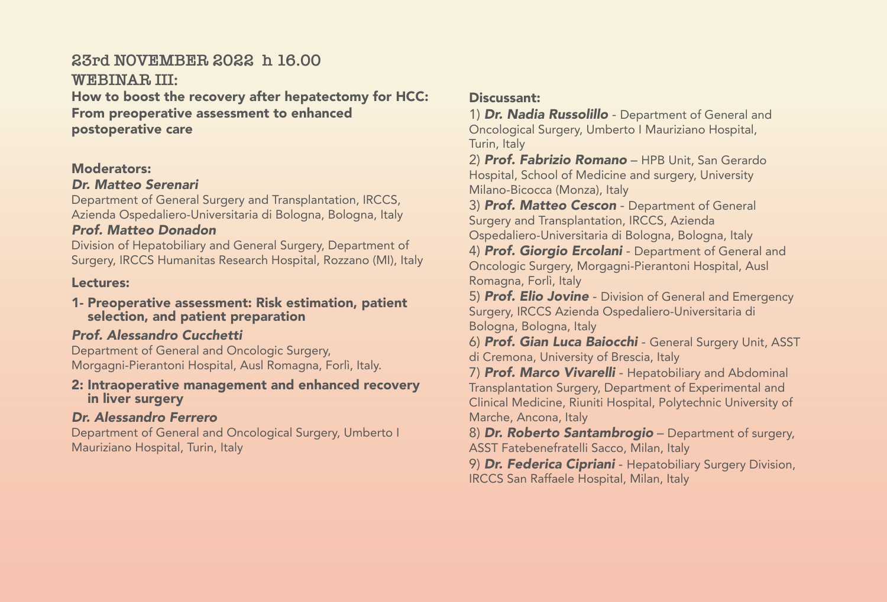## 23rd NOVEMBER 2022 h 16.00

## WEBINAR III:

**How to boost the recovery after hepatectomy for HCC: From preoperative assessment to enhanced postoperative care**

### Moderators:

***Dr. Matteo Serenari***
Department of General Surgery and Transplantation, IRCCS, Azienda Ospedaliero-Universitaria di Bologna, Bologna, Italy

***Prof. Matteo Donadon***
Division of Hepatobiliary and General Surgery, Department of Surgery, IRCCS Humanitas Research Hospital, Rozzano (MI), Italy

### Lectures:

**1- Preoperative assessment: Risk estimation, patient selection, and patient preparation**

***Prof. Alessandro Cucchetti***
Department of General and Oncologic Surgery, Morgagni-Pierantoni Hospital, Ausl Romagna, Forlì, Italy.

**2: Intraoperative management and enhanced recovery in liver surgery**

***Dr. Alessandro Ferrero***
Department of General and Oncological Surgery, Umberto I Mauriziano Hospital, Turin, Italy

### Discussant:

1) ***Dr. Nadia Russolillo*** - Department of General and Oncological Surgery, Umberto I Mauriziano Hospital, Turin, Italy
2) ***Prof. Fabrizio Romano*** – HPB Unit, San Gerardo Hospital, School of Medicine and surgery, University Milano-Bicocca (Monza), Italy
3) ***Prof. Matteo Cescon*** - Department of General Surgery and Transplantation, IRCCS, Azienda Ospedaliero-Universitaria di Bologna, Bologna, Italy
4) ***Prof. Giorgio Ercolani*** - Department of General and Oncologic Surgery, Morgagni-Pierantoni Hospital, Ausl Romagna, Forlì, Italy
5) ***Prof. Elio Jovine*** - Division of General and Emergency Surgery, IRCCS Azienda Ospedaliero-Universitaria di Bologna, Bologna, Italy
6) ***Prof. Gian Luca Baiocchi*** - General Surgery Unit, ASST di Cremona, University of Brescia, Italy
7) ***Prof. Marco Vivarelli*** - Hepatobiliary and Abdominal Transplantation Surgery, Department of Experimental and Clinical Medicine, Riuniti Hospital, Polytechnic University of Marche, Ancona, Italy
8) ***Dr. Roberto Santambrogio*** – Department of surgery, ASST Fatebenefratelli Sacco, Milan, Italy
9) ***Dr. Federica Cipriani*** - Hepatobiliary Surgery Division, IRCCS San Raffaele Hospital, Milan, Italy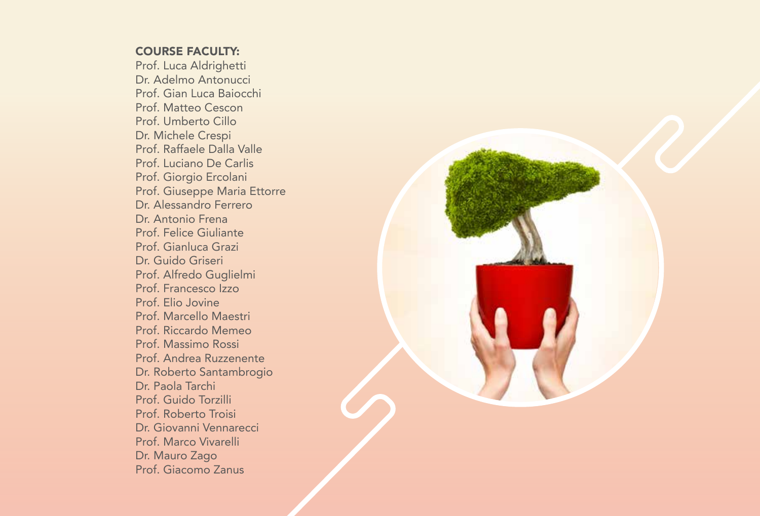**COURSE FACULTY:**

Prof. Luca Aldrighetti
Dr. Adelmo Antonucci
Prof. Gian Luca Baiocchi
Prof. Matteo Cescon
Prof. Umberto Cillo
Dr. Michele Crespi
Prof. Raffaele Dalla Valle
Prof. Luciano De Carlis
Prof. Giorgio Ercolani
Prof. Giuseppe Maria Ettorre
Dr. Alessandro Ferrero
Dr. Antonio Frena
Prof. Felice Giuliante
Prof. Gianluca Grazi
Dr. Guido Griseri
Prof. Alfredo Guglielmi
Prof. Francesco Izzo
Prof. Elio Jovine
Prof. Marcello Maestri
Prof. Riccardo Memeo
Prof. Massimo Rossi
Prof. Andrea Ruzzenente
Dr. Roberto Santambrogio
Dr. Paola Tarchi
Prof. Guido Torzilli
Prof. Roberto Troisi
Dr. Giovanni Vennarecci
Prof. Marco Vivarelli
Dr. Mauro Zago
Prof. Giacomo Zanus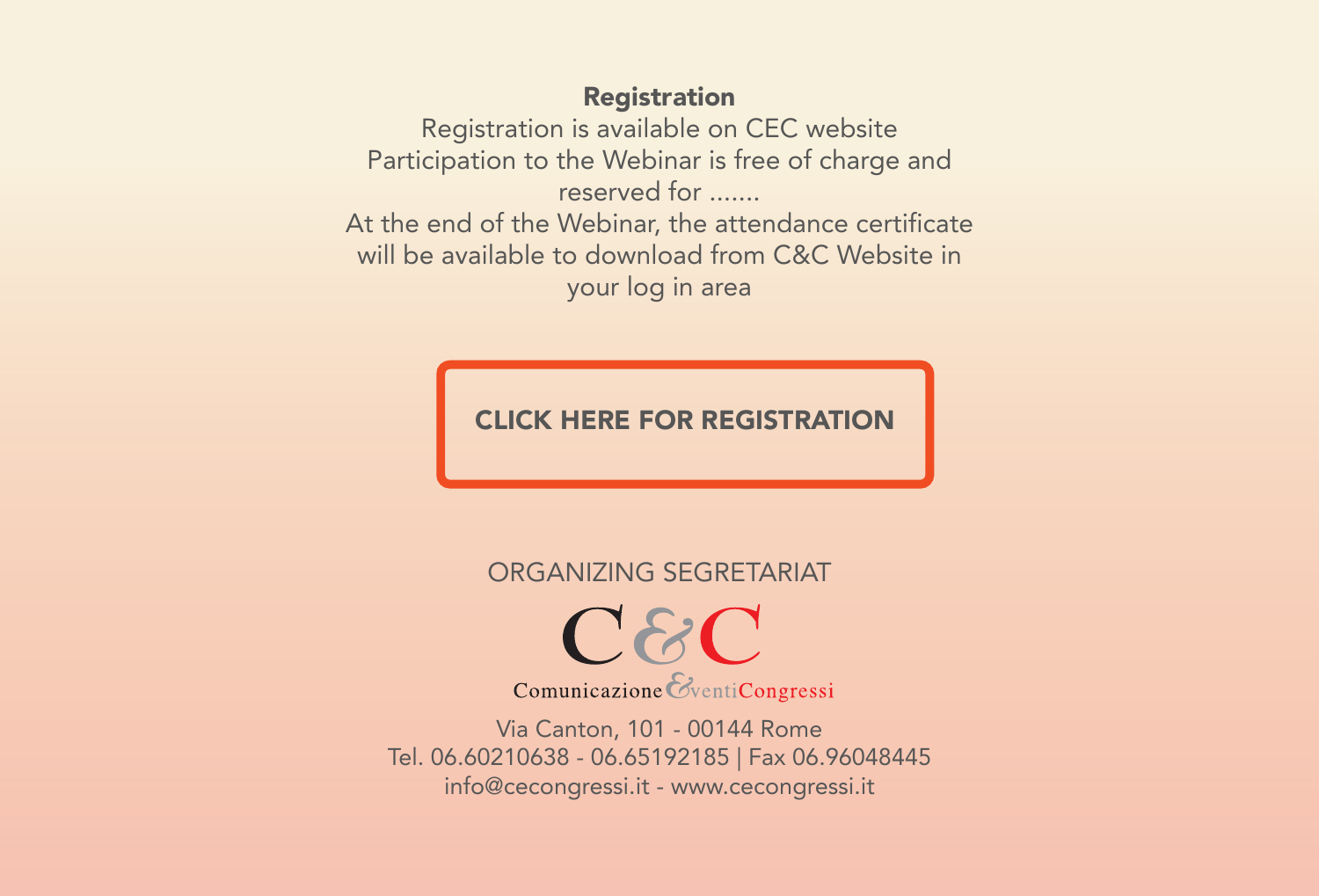## Registration

Registration is available on CEC website
Participation to the Webinar is free of charge and reserved for .......
At the end of the Webinar, the attendance certificate will be available to download from C&C Website in your log in area

**CLICK HERE FOR REGISTRATION**

ORGANIZING SEGRETARIAT

C&C
Comunicazione Eventi Congressi

Via Canton, 101 - 00144 Rome
Tel. 06.60210638 - 06.65192185 | Fax 06.96048445
info@cecongressi.it - www.cecongressi.it